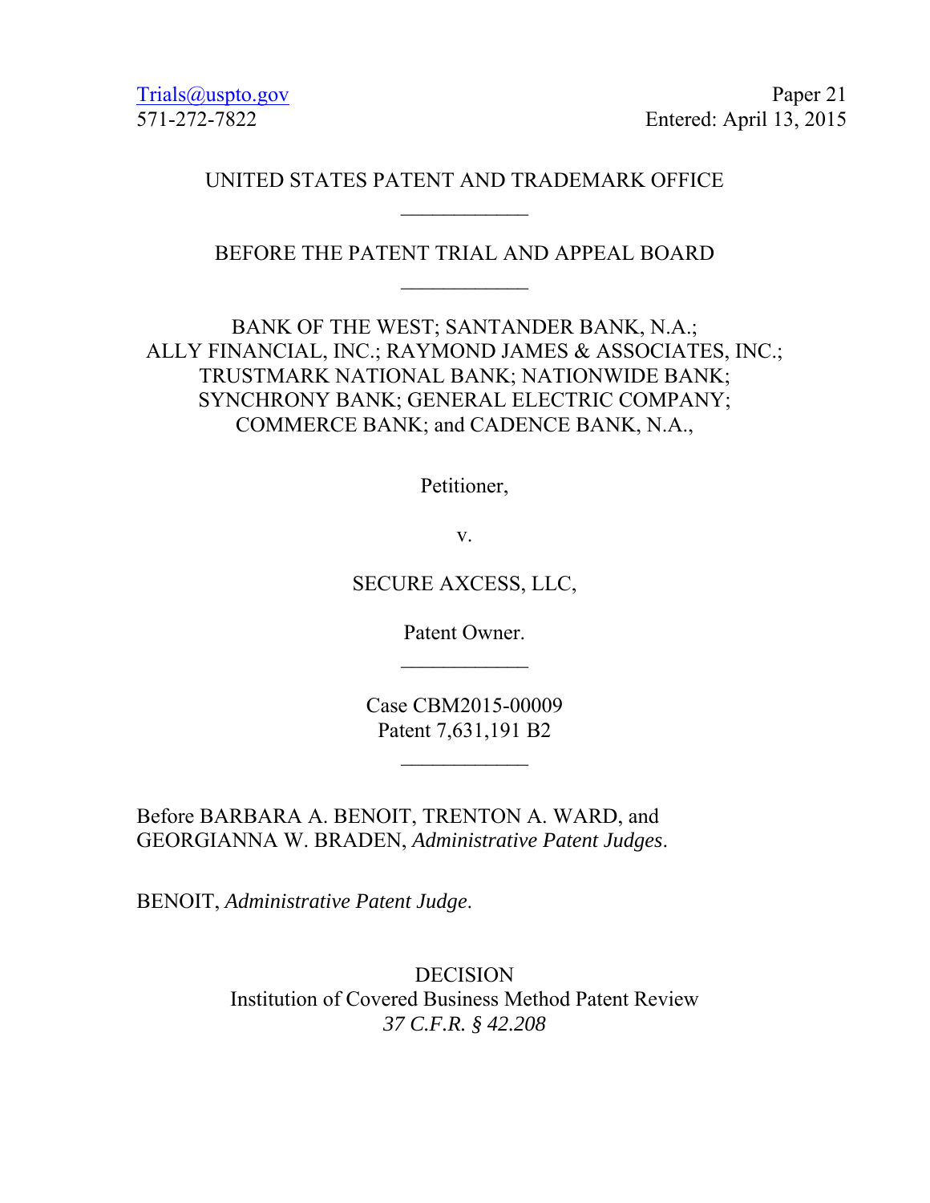Trials@uspto.gov
571-272-7822

Paper 21
Entered: April 13, 2015

UNITED STATES PATENT AND TRADEMARK OFFICE

____________

BEFORE THE PATENT TRIAL AND APPEAL BOARD

____________

BANK OF THE WEST; SANTANDER BANK, N.A.;
ALLY FINANCIAL, INC.; RAYMOND JAMES & ASSOCIATES, INC.;
TRUSTMARK NATIONAL BANK; NATIONWIDE BANK;
SYNCHRONY BANK; GENERAL ELECTRIC COMPANY;
COMMERCE BANK; and CADENCE BANK, N.A.,

Petitioner,

v.

SECURE AXCESS, LLC,

Patent Owner.

____________

Case CBM2015-00009
Patent 7,631,191 B2

____________

Before BARBARA A. BENOIT, TRENTON A. WARD, and GEORGIANNA W. BRADEN, *Administrative Patent Judges*.

BENOIT, *Administrative Patent Judge*.

DECISION
Institution of Covered Business Method Patent Review
*37 C.F.R. § 42.208*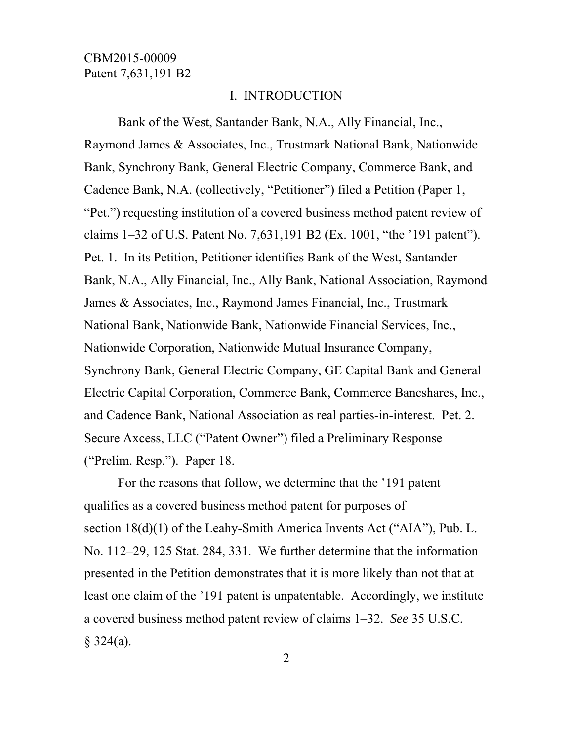## I. INTRODUCTION

Bank of the West, Santander Bank, N.A., Ally Financial, Inc., Raymond James & Associates, Inc., Trustmark National Bank, Nationwide Bank, Synchrony Bank, General Electric Company, Commerce Bank, and Cadence Bank, N.A. (collectively, "Petitioner") filed a Petition (Paper 1, "Pet.") requesting institution of a covered business method patent review of claims 1–32 of U.S. Patent No. 7,631,191 B2 (Ex. 1001, "the '191 patent"). Pet. 1. In its Petition, Petitioner identifies Bank of the West, Santander Bank, N.A., Ally Financial, Inc., Ally Bank, National Association, Raymond James & Associates, Inc., Raymond James Financial, Inc., Trustmark National Bank, Nationwide Bank, Nationwide Financial Services, Inc., Nationwide Corporation, Nationwide Mutual Insurance Company, Synchrony Bank, General Electric Company, GE Capital Bank and General Electric Capital Corporation, Commerce Bank, Commerce Bancshares, Inc., and Cadence Bank, National Association as real parties-in-interest. Pet. 2. Secure Axcess, LLC ("Patent Owner") filed a Preliminary Response ("Prelim. Resp."). Paper 18.

For the reasons that follow, we determine that the '191 patent qualifies as a covered business method patent for purposes of section 18(d)(1) of the Leahy-Smith America Invents Act ("AIA"), Pub. L. No. 112–29, 125 Stat. 284, 331. We further determine that the information presented in the Petition demonstrates that it is more likely than not that at least one claim of the '191 patent is unpatentable. Accordingly, we institute a covered business method patent review of claims 1–32. *See* 35 U.S.C. § 324(a).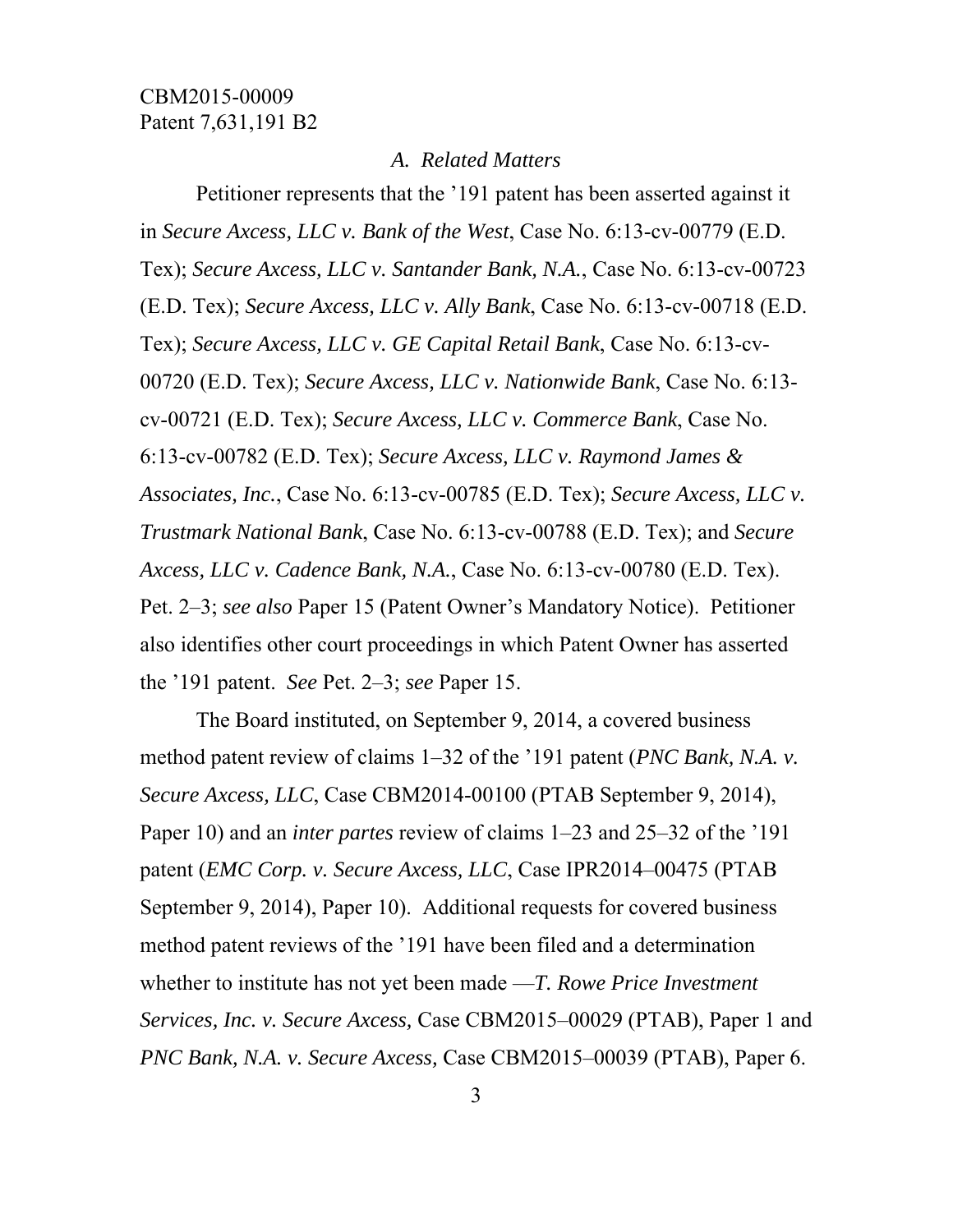### *A. Related Matters*

Petitioner represents that the '191 patent has been asserted against it in *Secure Axcess, LLC v. Bank of the West*, Case No. 6:13-cv-00779 (E.D. Tex); *Secure Axcess, LLC v. Santander Bank, N.A.*, Case No. 6:13-cv-00723 (E.D. Tex); *Secure Axcess, LLC v. Ally Bank*, Case No. 6:13-cv-00718 (E.D. Tex); *Secure Axcess, LLC v. GE Capital Retail Bank*, Case No. 6:13-cv-00720 (E.D. Tex); *Secure Axcess, LLC v. Nationwide Bank*, Case No. 6:13-cv-00721 (E.D. Tex); *Secure Axcess, LLC v. Commerce Bank*, Case No. 6:13-cv-00782 (E.D. Tex); *Secure Axcess, LLC v. Raymond James & Associates, Inc.*, Case No. 6:13-cv-00785 (E.D. Tex); *Secure Axcess, LLC v. Trustmark National Bank*, Case No. 6:13-cv-00788 (E.D. Tex); and *Secure Axcess, LLC v. Cadence Bank, N.A.*, Case No. 6:13-cv-00780 (E.D. Tex). Pet. 2–3; *see also* Paper 15 (Patent Owner's Mandatory Notice). Petitioner also identifies other court proceedings in which Patent Owner has asserted the '191 patent. *See* Pet. 2–3; *see* Paper 15.

The Board instituted, on September 9, 2014, a covered business method patent review of claims 1–32 of the '191 patent (*PNC Bank, N.A. v. Secure Axcess, LLC*, Case CBM2014-00100 (PTAB September 9, 2014), Paper 10) and an *inter partes* review of claims 1–23 and 25–32 of the '191 patent (*EMC Corp. v. Secure Axcess, LLC*, Case IPR2014–00475 (PTAB September 9, 2014), Paper 10). Additional requests for covered business method patent reviews of the '191 have been filed and a determination whether to institute has not yet been made —*T. Rowe Price Investment Services, Inc. v. Secure Axcess,* Case CBM2015–00029 (PTAB), Paper 1 and *PNC Bank, N.A. v. Secure Axcess,* Case CBM2015–00039 (PTAB), Paper 6.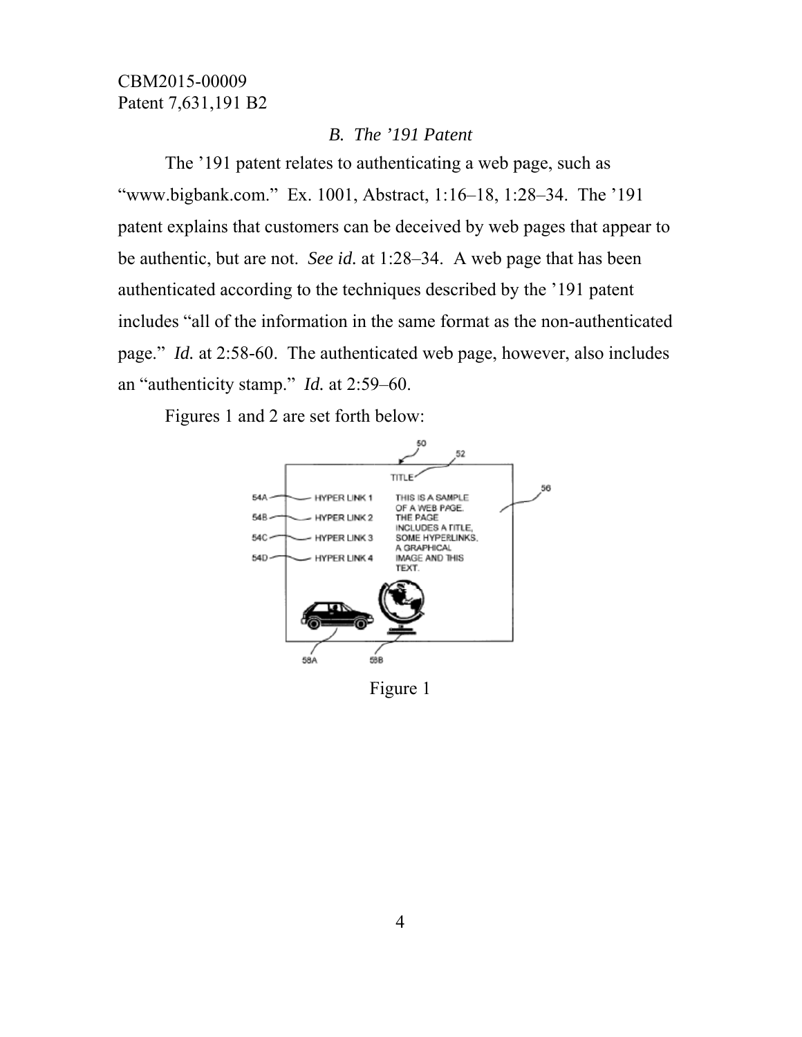### *B. The '191 Patent*

The '191 patent relates to authenticating a web page, such as "www.bigbank.com." Ex. 1001, Abstract, 1:16–18, 1:28–34. The '191 patent explains that customers can be deceived by web pages that appear to be authentic, but are not. *See id.* at 1:28–34. A web page that has been authenticated according to the techniques described by the '191 patent includes "all of the information in the same format as the non-authenticated page." *Id.* at 2:58-60. The authenticated web page, however, also includes an "authenticity stamp." *Id.* at 2:59–60.

Figures 1 and 2 are set forth below:

Figure 1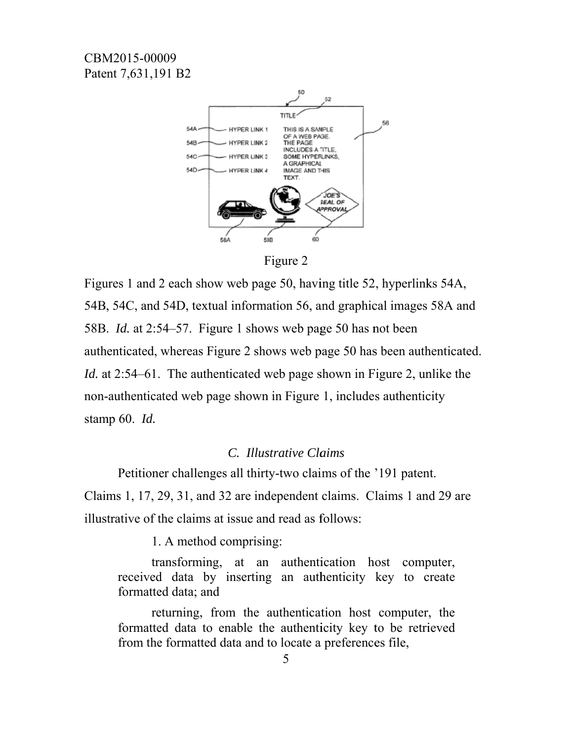Figure 2

Figures 1 and 2 each show web page 50, having title 52, hyperlinks 54A, 54B, 54C, and 54D, textual information 56, and graphical images 58A and 58B. *Id.* at 2:54–57. Figure 1 shows web page 50 has not been authenticated, whereas Figure 2 shows web page 50 has been authenticated. *Id.* at 2:54–61. The authenticated web page shown in Figure 2, unlike the non-authenticated web page shown in Figure 1, includes authenticity stamp 60. *Id.*

### *C. Illustrative Claims*

Petitioner challenges all thirty-two claims of the '191 patent. Claims 1, 17, 29, 31, and 32 are independent claims. Claims 1 and 29 are illustrative of the claims at issue and read as follows:

> 1. A method comprising:
>
> transforming, at an authentication host computer, received data by inserting an authenticity key to create formatted data; and
>
> returning, from the authentication host computer, the formatted data to enable the authenticity key to be retrieved from the formatted data and to locate a preferences file,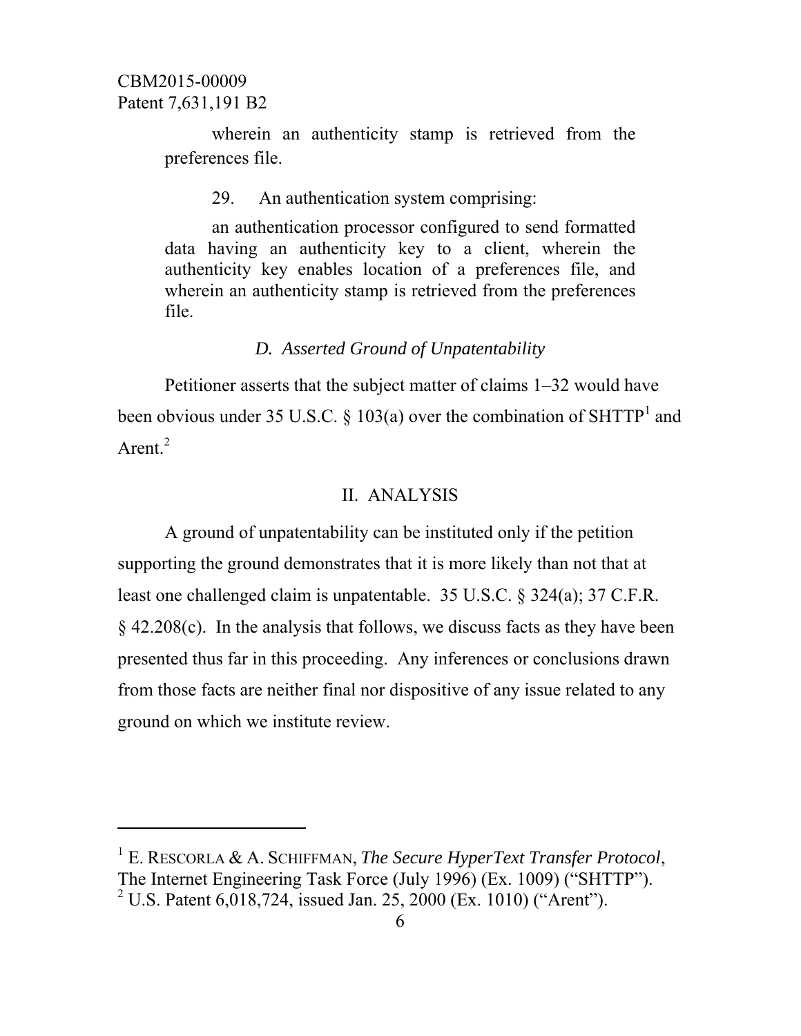wherein an authenticity stamp is retrieved from the preferences file.

29. An authentication system comprising:

an authentication processor configured to send formatted data having an authenticity key to a client, wherein the authenticity key enables location of a preferences file, and wherein an authenticity stamp is retrieved from the preferences file.

### *D. Asserted Ground of Unpatentability*

Petitioner asserts that the subject matter of claims 1–32 would have been obvious under 35 U.S.C. § 103(a) over the combination of SHTTP[1] and Arent.[2]

## II. ANALYSIS

A ground of unpatentability can be instituted only if the petition supporting the ground demonstrates that it is more likely than not that at least one challenged claim is unpatentable. 35 U.S.C. § 324(a); 37 C.F.R. § 42.208(c). In the analysis that follows, we discuss facts as they have been presented thus far in this proceeding. Any inferences or conclusions drawn from those facts are neither final nor dispositive of any issue related to any ground on which we institute review.

---

[1] E. RESCORLA & A. SCHIFFMAN, *The Secure HyperText Transfer Protocol*, The Internet Engineering Task Force (July 1996) (Ex. 1009) ("SHTTP").

[2] U.S. Patent 6,018,724, issued Jan. 25, 2000 (Ex. 1010) ("Arent").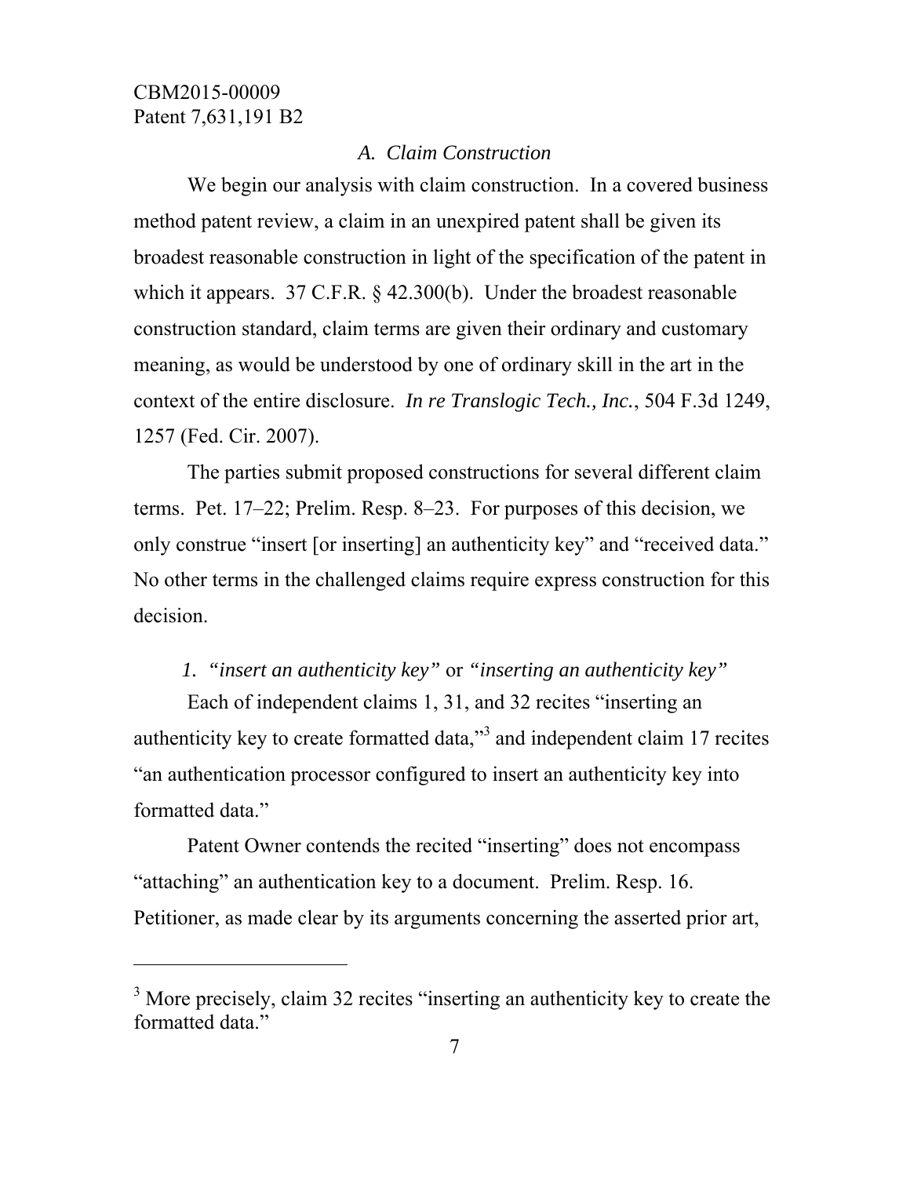### *A. Claim Construction*

We begin our analysis with claim construction. In a covered business method patent review, a claim in an unexpired patent shall be given its broadest reasonable construction in light of the specification of the patent in which it appears. 37 C.F.R. § 42.300(b). Under the broadest reasonable construction standard, claim terms are given their ordinary and customary meaning, as would be understood by one of ordinary skill in the art in the context of the entire disclosure. *In re Translogic Tech., Inc.*, 504 F.3d 1249, 1257 (Fed. Cir. 2007).

The parties submit proposed constructions for several different claim terms. Pet. 17–22; Prelim. Resp. 8–23. For purposes of this decision, we only construe "insert [or inserting] an authenticity key" and "received data." No other terms in the challenged claims require express construction for this decision.

#### 1. *"insert an authenticity key"* or *"inserting an authenticity key"*

Each of independent claims 1, 31, and 32 recites "inserting an authenticity key to create formatted data,"[3] and independent claim 17 recites "an authentication processor configured to insert an authenticity key into formatted data."

Patent Owner contends the recited "inserting" does not encompass "attaching" an authentication key to a document. Prelim. Resp. 16. Petitioner, as made clear by its arguments concerning the asserted prior art,

---

[3] More precisely, claim 32 recites "inserting an authenticity key to create the formatted data."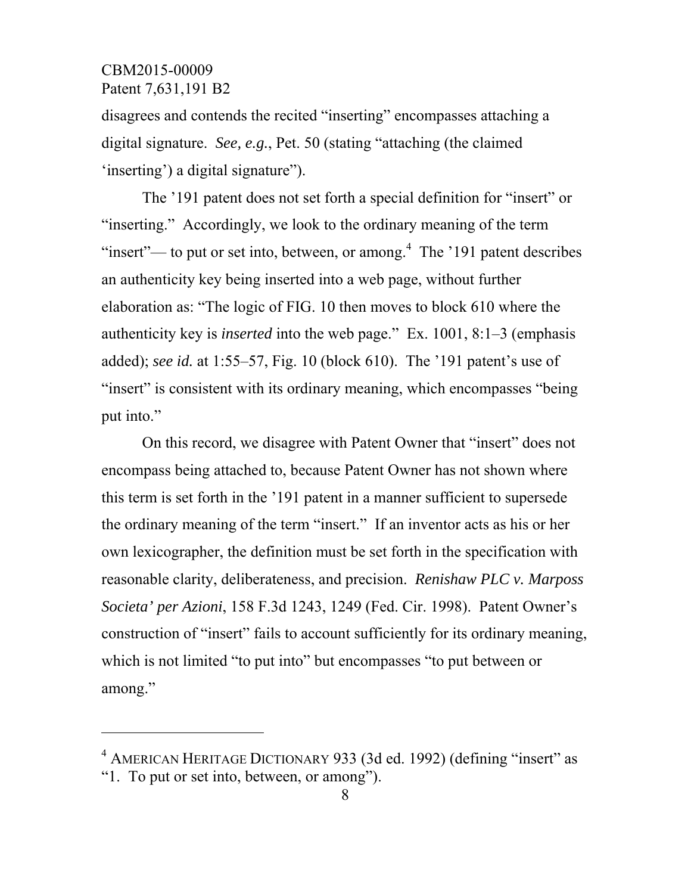disagrees and contends the recited "inserting" encompasses attaching a digital signature. *See, e.g.*, Pet. 50 (stating "attaching (the claimed 'inserting') a digital signature").

The '191 patent does not set forth a special definition for "insert" or "inserting." Accordingly, we look to the ordinary meaning of the term "insert"— to put or set into, between, or among.[4] The '191 patent describes an authenticity key being inserted into a web page, without further elaboration as: "The logic of FIG. 10 then moves to block 610 where the authenticity key is *inserted* into the web page." Ex. 1001, 8:1–3 (emphasis added); *see id.* at 1:55–57, Fig. 10 (block 610). The '191 patent's use of "insert" is consistent with its ordinary meaning, which encompasses "being put into."

On this record, we disagree with Patent Owner that "insert" does not encompass being attached to, because Patent Owner has not shown where this term is set forth in the '191 patent in a manner sufficient to supersede the ordinary meaning of the term "insert." If an inventor acts as his or her own lexicographer, the definition must be set forth in the specification with reasonable clarity, deliberateness, and precision. *Renishaw PLC v. Marposs Societa' per Azioni*, 158 F.3d 1243, 1249 (Fed. Cir. 1998). Patent Owner's construction of "insert" fails to account sufficiently for its ordinary meaning, which is not limited "to put into" but encompasses "to put between or among."

---

[4] AMERICAN HERITAGE DICTIONARY 933 (3d ed. 1992) (defining "insert" as "1. To put or set into, between, or among").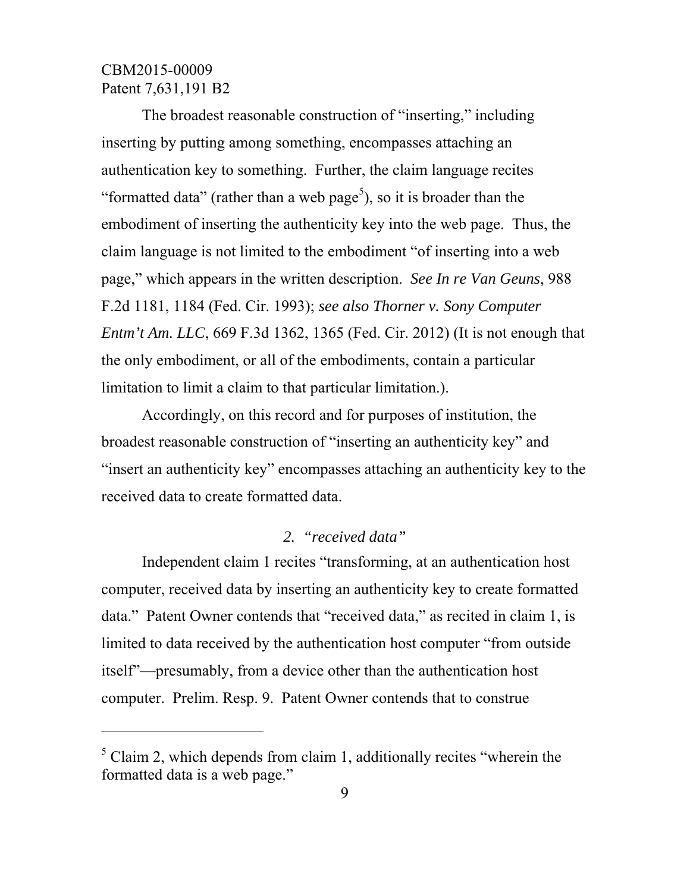The broadest reasonable construction of "inserting," including inserting by putting among something, encompasses attaching an authentication key to something. Further, the claim language recites "formatted data" (rather than a web page[5]), so it is broader than the embodiment of inserting the authenticity key into the web page. Thus, the claim language is not limited to the embodiment "of inserting into a web page," which appears in the written description. *See In re Van Geuns*, 988 F.2d 1181, 1184 (Fed. Cir. 1993); *see also Thorner v. Sony Computer Entm't Am. LLC*, 669 F.3d 1362, 1365 (Fed. Cir. 2012) (It is not enough that the only embodiment, or all of the embodiments, contain a particular limitation to limit a claim to that particular limitation.).

Accordingly, on this record and for purposes of institution, the broadest reasonable construction of "inserting an authenticity key" and "insert an authenticity key" encompasses attaching an authenticity key to the received data to create formatted data.

### *2. "received data"*

Independent claim 1 recites "transforming, at an authentication host computer, received data by inserting an authenticity key to create formatted data." Patent Owner contends that "received data," as recited in claim 1, is limited to data received by the authentication host computer "from outside itself"—presumably, from a device other than the authentication host computer. Prelim. Resp. 9. Patent Owner contends that to construe

---

[5] Claim 2, which depends from claim 1, additionally recites "wherein the formatted data is a web page."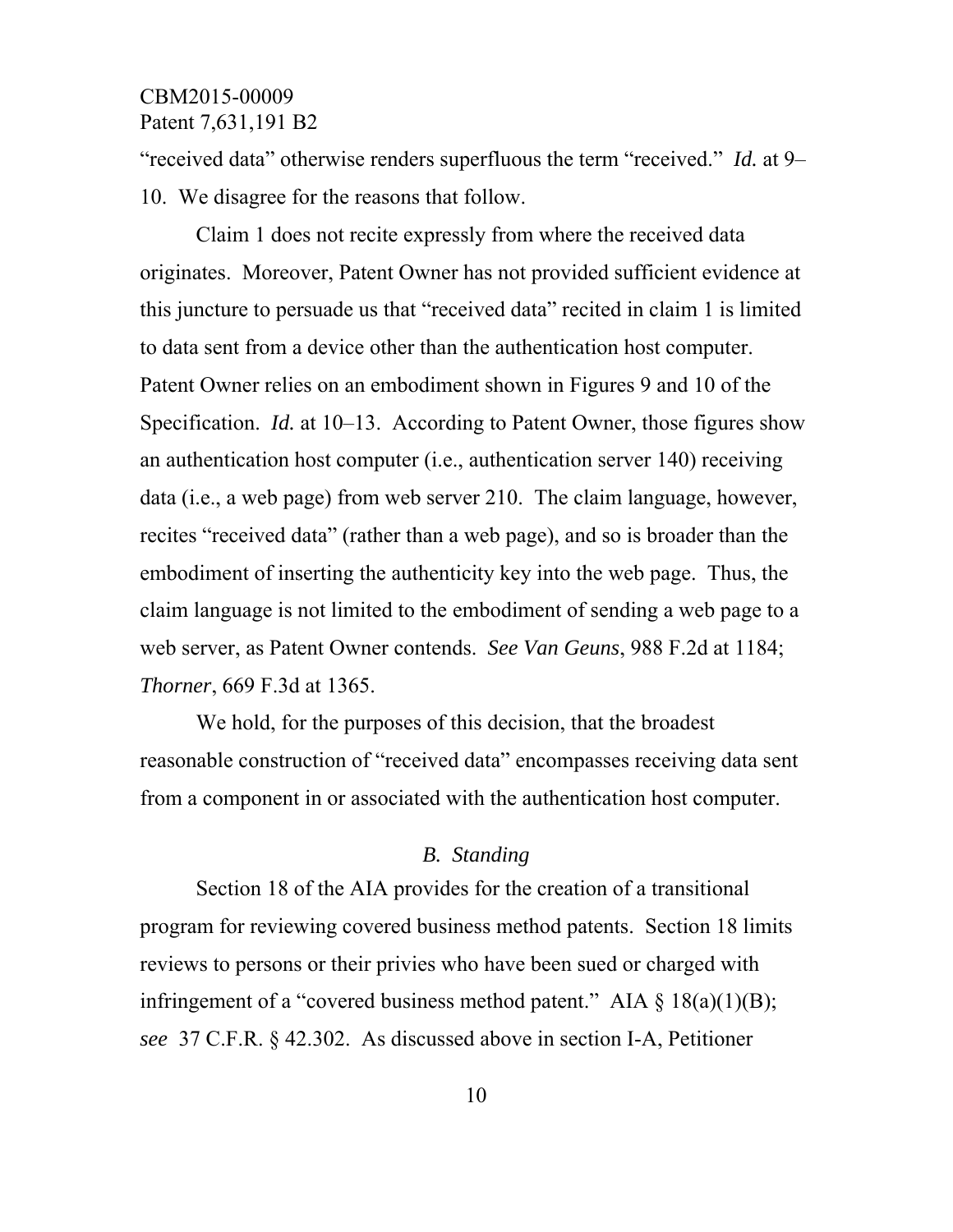"received data" otherwise renders superfluous the term "received." *Id.* at 9–10. We disagree for the reasons that follow.

Claim 1 does not recite expressly from where the received data originates. Moreover, Patent Owner has not provided sufficient evidence at this juncture to persuade us that "received data" recited in claim 1 is limited to data sent from a device other than the authentication host computer. Patent Owner relies on an embodiment shown in Figures 9 and 10 of the Specification. *Id.* at 10–13. According to Patent Owner, those figures show an authentication host computer (i.e., authentication server 140) receiving data (i.e., a web page) from web server 210. The claim language, however, recites "received data" (rather than a web page), and so is broader than the embodiment of inserting the authenticity key into the web page. Thus, the claim language is not limited to the embodiment of sending a web page to a web server, as Patent Owner contends. *See Van Geuns*, 988 F.2d at 1184; *Thorner*, 669 F.3d at 1365.

We hold, for the purposes of this decision, that the broadest reasonable construction of "received data" encompasses receiving data sent from a component in or associated with the authentication host computer.

### *B. Standing*

Section 18 of the AIA provides for the creation of a transitional program for reviewing covered business method patents. Section 18 limits reviews to persons or their privies who have been sued or charged with infringement of a "covered business method patent." AIA § 18(a)(1)(B); *see* 37 C.F.R. § 42.302. As discussed above in section I-A, Petitioner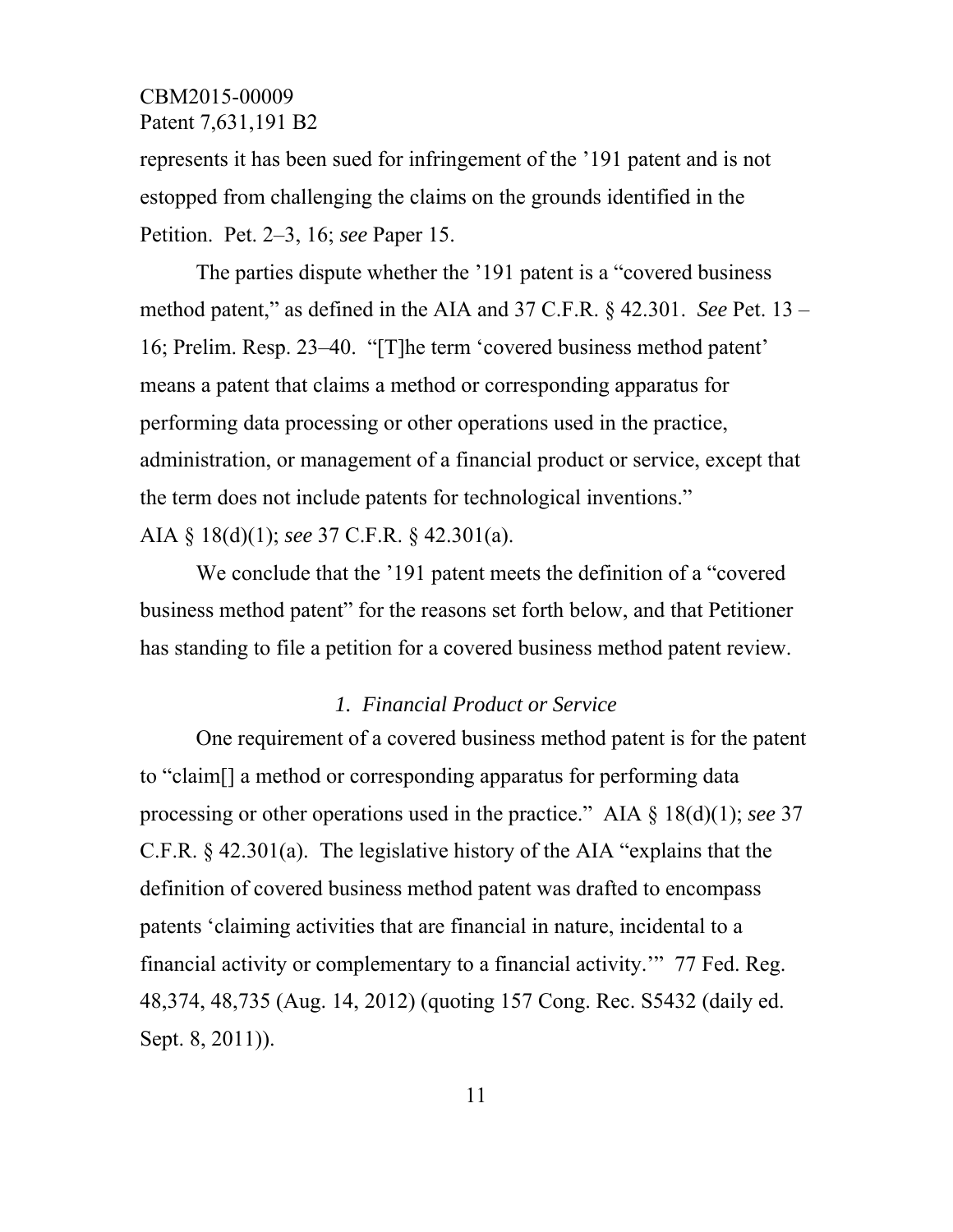represents it has been sued for infringement of the ’191 patent and is not estopped from challenging the claims on the grounds identified in the Petition. Pet. 2–3, 16; *see* Paper 15.

The parties dispute whether the ’191 patent is a “covered business method patent,” as defined in the AIA and 37 C.F.R. § 42.301. *See* Pet. 13 – 16; Prelim. Resp. 23–40. “[T]he term ‘covered business method patent’ means a patent that claims a method or corresponding apparatus for performing data processing or other operations used in the practice, administration, or management of a financial product or service, except that the term does not include patents for technological inventions.” AIA § 18(d)(1); *see* 37 C.F.R. § 42.301(a).

We conclude that the ’191 patent meets the definition of a “covered business method patent” for the reasons set forth below, and that Petitioner has standing to file a petition for a covered business method patent review.

*1. Financial Product or Service*

One requirement of a covered business method patent is for the patent to “claim[] a method or corresponding apparatus for performing data processing or other operations used in the practice.” AIA § 18(d)(1); *see* 37 C.F.R. § 42.301(a). The legislative history of the AIA “explains that the definition of covered business method patent was drafted to encompass patents ‘claiming activities that are financial in nature, incidental to a financial activity or complementary to a financial activity.’” 77 Fed. Reg. 48,374, 48,735 (Aug. 14, 2012) (quoting 157 Cong. Rec. S5432 (daily ed. Sept. 8, 2011)).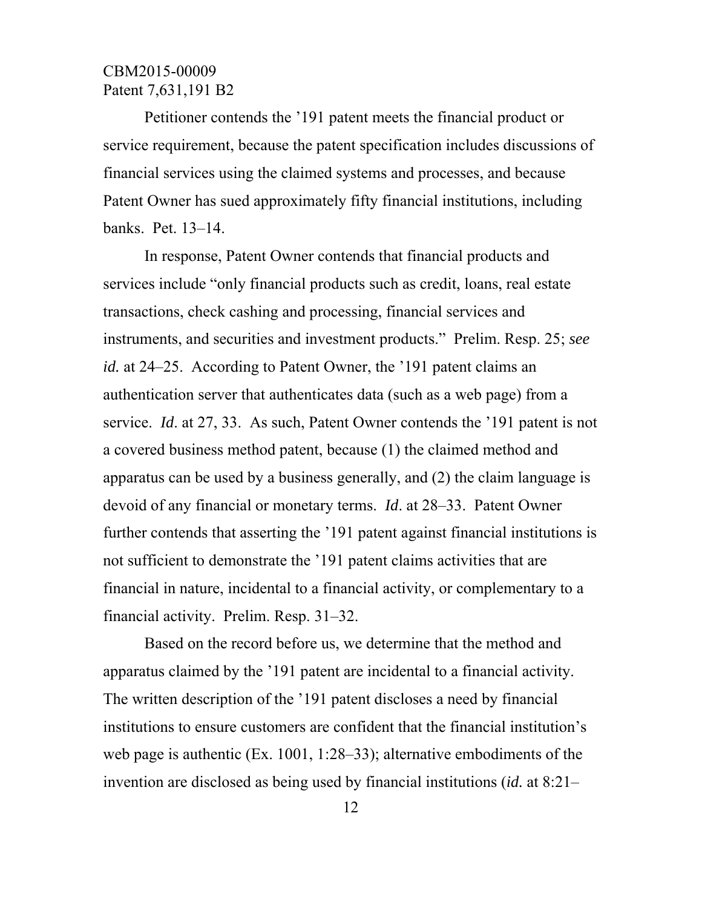Petitioner contends the '191 patent meets the financial product or service requirement, because the patent specification includes discussions of financial services using the claimed systems and processes, and because Patent Owner has sued approximately fifty financial institutions, including banks. Pet. 13–14.

In response, Patent Owner contends that financial products and services include "only financial products such as credit, loans, real estate transactions, check cashing and processing, financial services and instruments, and securities and investment products." Prelim. Resp. 25; *see id.* at 24–25. According to Patent Owner, the '191 patent claims an authentication server that authenticates data (such as a web page) from a service. *Id*. at 27, 33. As such, Patent Owner contends the '191 patent is not a covered business method patent, because (1) the claimed method and apparatus can be used by a business generally, and (2) the claim language is devoid of any financial or monetary terms. *Id*. at 28–33. Patent Owner further contends that asserting the '191 patent against financial institutions is not sufficient to demonstrate the '191 patent claims activities that are financial in nature, incidental to a financial activity, or complementary to a financial activity. Prelim. Resp. 31–32.

Based on the record before us, we determine that the method and apparatus claimed by the '191 patent are incidental to a financial activity. The written description of the '191 patent discloses a need by financial institutions to ensure customers are confident that the financial institution's web page is authentic (Ex. 1001, 1:28–33); alternative embodiments of the invention are disclosed as being used by financial institutions (*id.* at 8:21–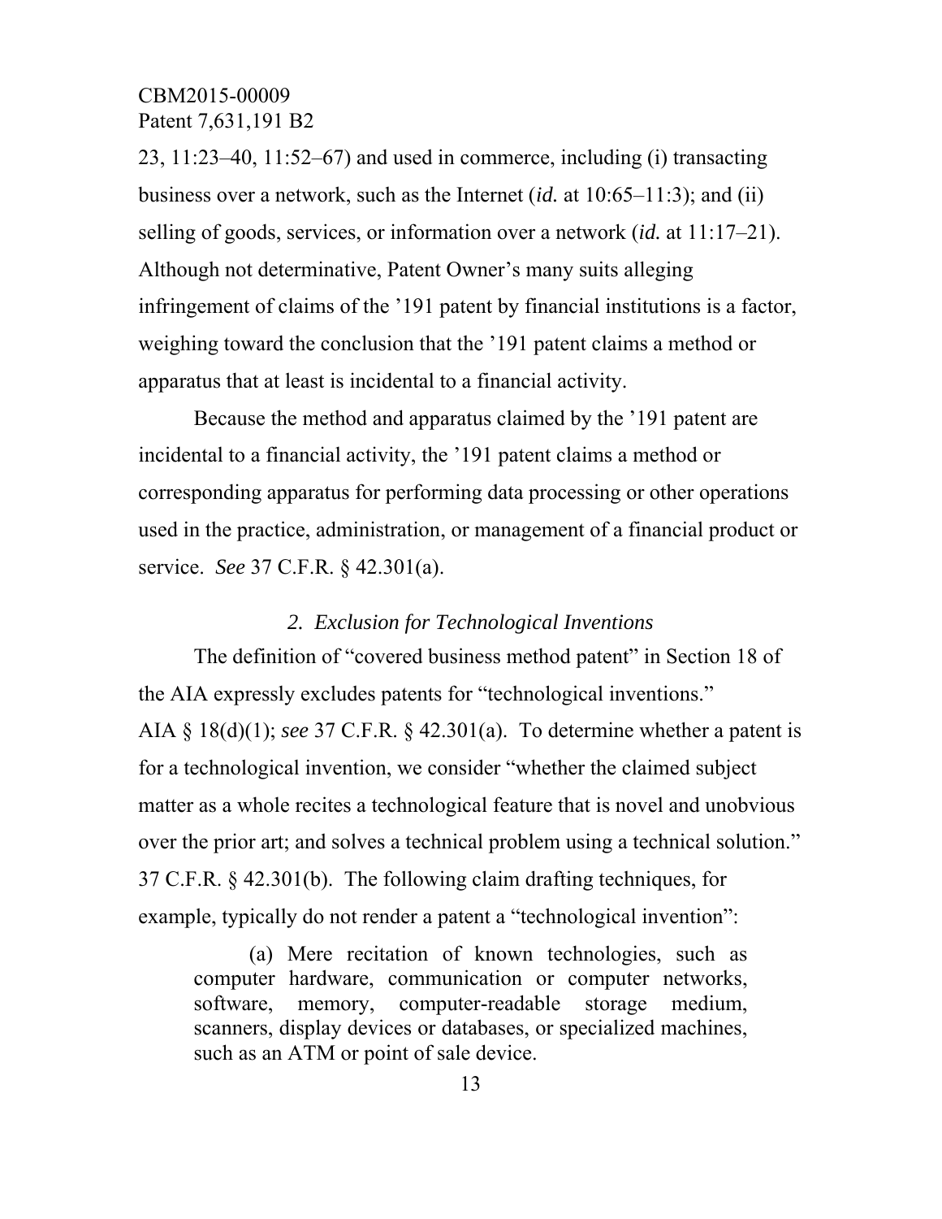23, 11:23–40, 11:52–67) and used in commerce, including (i) transacting business over a network, such as the Internet (*id.* at 10:65–11:3); and (ii) selling of goods, services, or information over a network (*id.* at 11:17–21). Although not determinative, Patent Owner's many suits alleging infringement of claims of the '191 patent by financial institutions is a factor, weighing toward the conclusion that the '191 patent claims a method or apparatus that at least is incidental to a financial activity.

Because the method and apparatus claimed by the '191 patent are incidental to a financial activity, the '191 patent claims a method or corresponding apparatus for performing data processing or other operations used in the practice, administration, or management of a financial product or service. *See* 37 C.F.R. § 42.301(a).

### *2. Exclusion for Technological Inventions*

The definition of "covered business method patent" in Section 18 of the AIA expressly excludes patents for "technological inventions." AIA § 18(d)(1); *see* 37 C.F.R. § 42.301(a). To determine whether a patent is for a technological invention, we consider "whether the claimed subject matter as a whole recites a technological feature that is novel and unobvious over the prior art; and solves a technical problem using a technical solution." 37 C.F.R. § 42.301(b). The following claim drafting techniques, for example, typically do not render a patent a "technological invention":

> (a) Mere recitation of known technologies, such as computer hardware, communication or computer networks, software, memory, computer-readable storage medium, scanners, display devices or databases, or specialized machines, such as an ATM or point of sale device.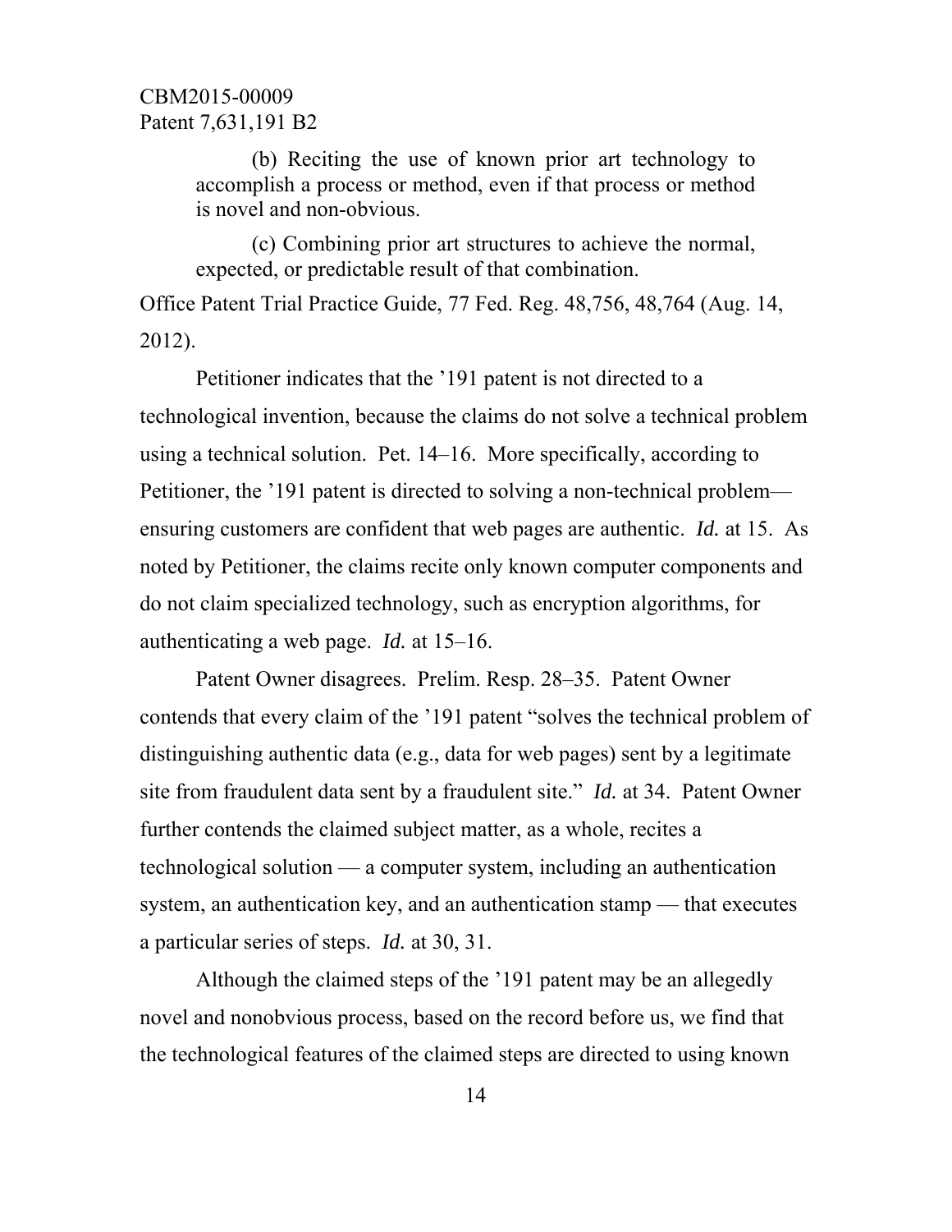> (b) Reciting the use of known prior art technology to accomplish a process or method, even if that process or method is novel and non-obvious.
>
> (c) Combining prior art structures to achieve the normal, expected, or predictable result of that combination.

Office Patent Trial Practice Guide, 77 Fed. Reg. 48,756, 48,764 (Aug. 14, 2012).

Petitioner indicates that the ’191 patent is not directed to a technological invention, because the claims do not solve a technical problem using a technical solution. Pet. 14–16. More specifically, according to Petitioner, the ’191 patent is directed to solving a non-technical problem—ensuring customers are confident that web pages are authentic. *Id.* at 15. As noted by Petitioner, the claims recite only known computer components and do not claim specialized technology, such as encryption algorithms, for authenticating a web page. *Id.* at 15–16.

Patent Owner disagrees. Prelim. Resp. 28–35. Patent Owner contends that every claim of the ’191 patent “solves the technical problem of distinguishing authentic data (e.g., data for web pages) sent by a legitimate site from fraudulent data sent by a fraudulent site.” *Id.* at 34. Patent Owner further contends the claimed subject matter, as a whole, recites a technological solution — a computer system, including an authentication system, an authentication key, and an authentication stamp — that executes a particular series of steps. *Id.* at 30, 31.

Although the claimed steps of the ’191 patent may be an allegedly novel and nonobvious process, based on the record before us, we find that the technological features of the claimed steps are directed to using known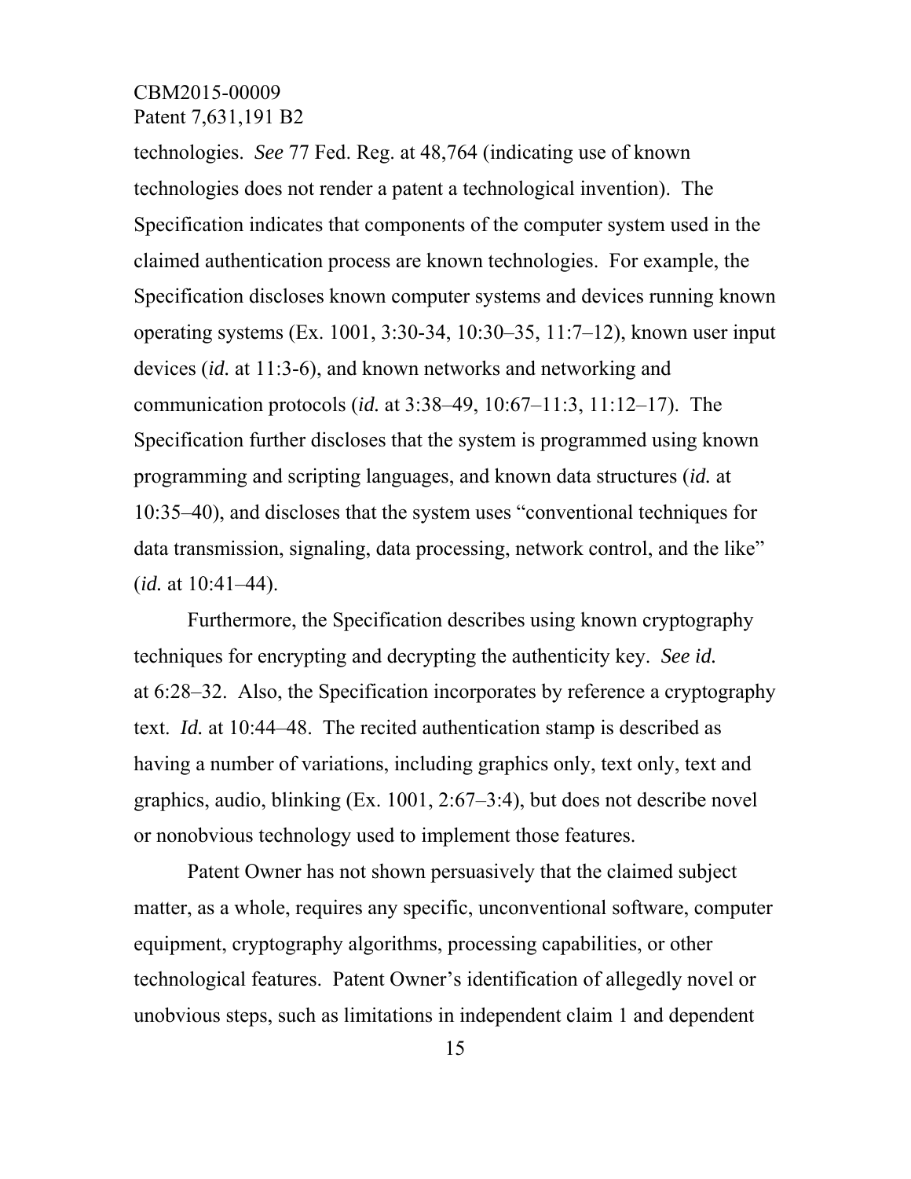technologies. *See* 77 Fed. Reg. at 48,764 (indicating use of known technologies does not render a patent a technological invention). The Specification indicates that components of the computer system used in the claimed authentication process are known technologies. For example, the Specification discloses known computer systems and devices running known operating systems (Ex. 1001, 3:30-34, 10:30–35, 11:7–12), known user input devices (*id.* at 11:3-6), and known networks and networking and communication protocols (*id.* at 3:38–49, 10:67–11:3, 11:12–17). The Specification further discloses that the system is programmed using known programming and scripting languages, and known data structures (*id.* at 10:35–40), and discloses that the system uses "conventional techniques for data transmission, signaling, data processing, network control, and the like" (*id.* at 10:41–44).

Furthermore, the Specification describes using known cryptography techniques for encrypting and decrypting the authenticity key. *See id.* at 6:28–32. Also, the Specification incorporates by reference a cryptography text. *Id.* at 10:44–48. The recited authentication stamp is described as having a number of variations, including graphics only, text only, text and graphics, audio, blinking (Ex. 1001, 2:67–3:4), but does not describe novel or nonobvious technology used to implement those features.

Patent Owner has not shown persuasively that the claimed subject matter, as a whole, requires any specific, unconventional software, computer equipment, cryptography algorithms, processing capabilities, or other technological features. Patent Owner's identification of allegedly novel or unobvious steps, such as limitations in independent claim 1 and dependent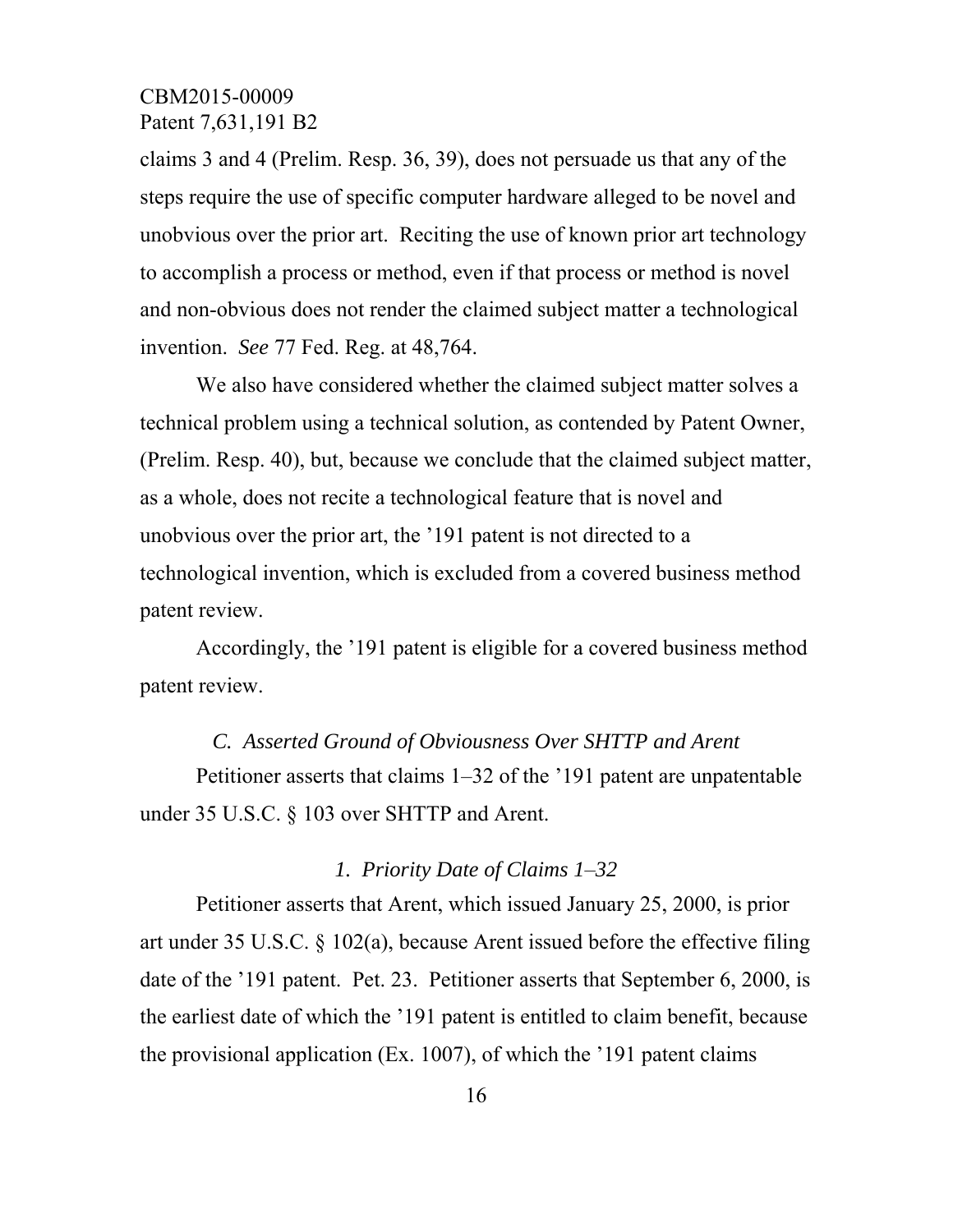claims 3 and 4 (Prelim. Resp. 36, 39), does not persuade us that any of the steps require the use of specific computer hardware alleged to be novel and unobvious over the prior art. Reciting the use of known prior art technology to accomplish a process or method, even if that process or method is novel and non-obvious does not render the claimed subject matter a technological invention. *See* 77 Fed. Reg. at 48,764.

We also have considered whether the claimed subject matter solves a technical problem using a technical solution, as contended by Patent Owner, (Prelim. Resp. 40), but, because we conclude that the claimed subject matter, as a whole, does not recite a technological feature that is novel and unobvious over the prior art, the '191 patent is not directed to a technological invention, which is excluded from a covered business method patent review.

Accordingly, the '191 patent is eligible for a covered business method patent review.

### *C. Asserted Ground of Obviousness Over SHTTP and Arent*

Petitioner asserts that claims 1–32 of the '191 patent are unpatentable under 35 U.S.C. § 103 over SHTTP and Arent.

#### *1. Priority Date of Claims 1–32*

Petitioner asserts that Arent, which issued January 25, 2000, is prior art under 35 U.S.C. § 102(a), because Arent issued before the effective filing date of the '191 patent. Pet. 23. Petitioner asserts that September 6, 2000, is the earliest date of which the '191 patent is entitled to claim benefit, because the provisional application (Ex. 1007), of which the '191 patent claims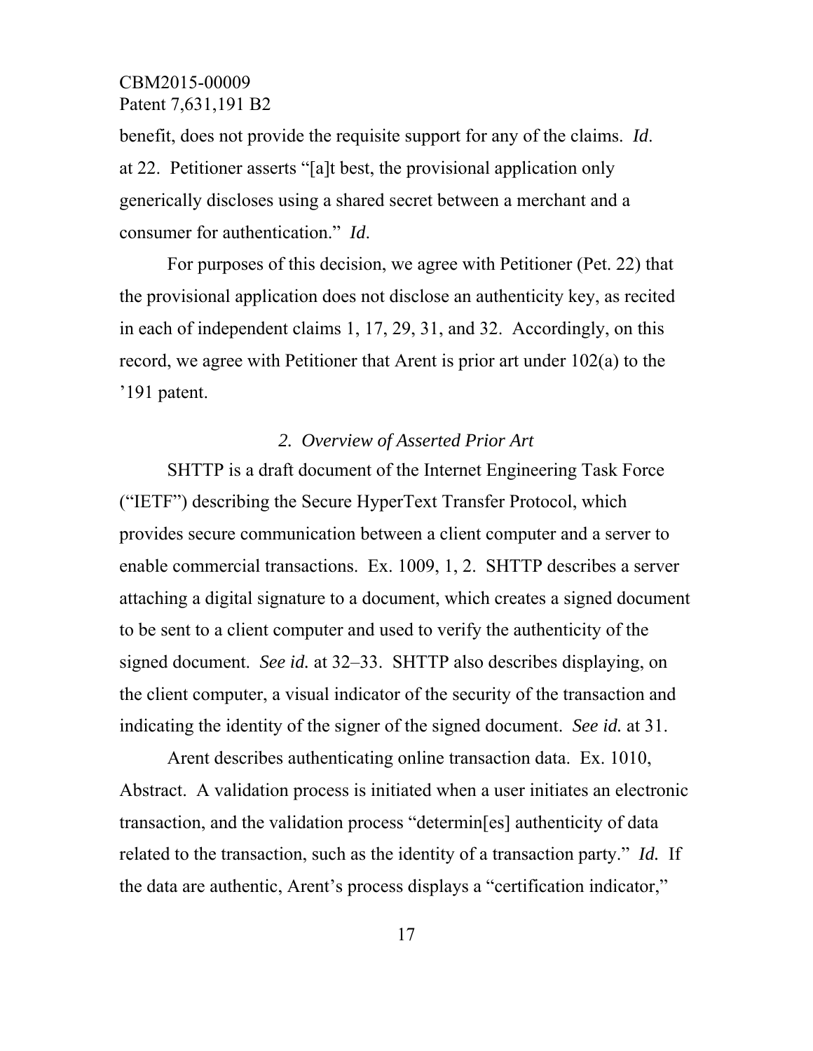benefit, does not provide the requisite support for any of the claims. *Id.* at 22. Petitioner asserts "[a]t best, the provisional application only generically discloses using a shared secret between a merchant and a consumer for authentication." *Id.*

For purposes of this decision, we agree with Petitioner (Pet. 22) that the provisional application does not disclose an authenticity key, as recited in each of independent claims 1, 17, 29, 31, and 32. Accordingly, on this record, we agree with Petitioner that Arent is prior art under 102(a) to the '191 patent.

### *2. Overview of Asserted Prior Art*

SHTTP is a draft document of the Internet Engineering Task Force ("IETF") describing the Secure HyperText Transfer Protocol, which provides secure communication between a client computer and a server to enable commercial transactions. Ex. 1009, 1, 2. SHTTP describes a server attaching a digital signature to a document, which creates a signed document to be sent to a client computer and used to verify the authenticity of the signed document. *See id.* at 32–33. SHTTP also describes displaying, on the client computer, a visual indicator of the security of the transaction and indicating the identity of the signer of the signed document. *See id.* at 31.

Arent describes authenticating online transaction data. Ex. 1010, Abstract. A validation process is initiated when a user initiates an electronic transaction, and the validation process "determin[es] authenticity of data related to the transaction, such as the identity of a transaction party." *Id.* If the data are authentic, Arent's process displays a "certification indicator,"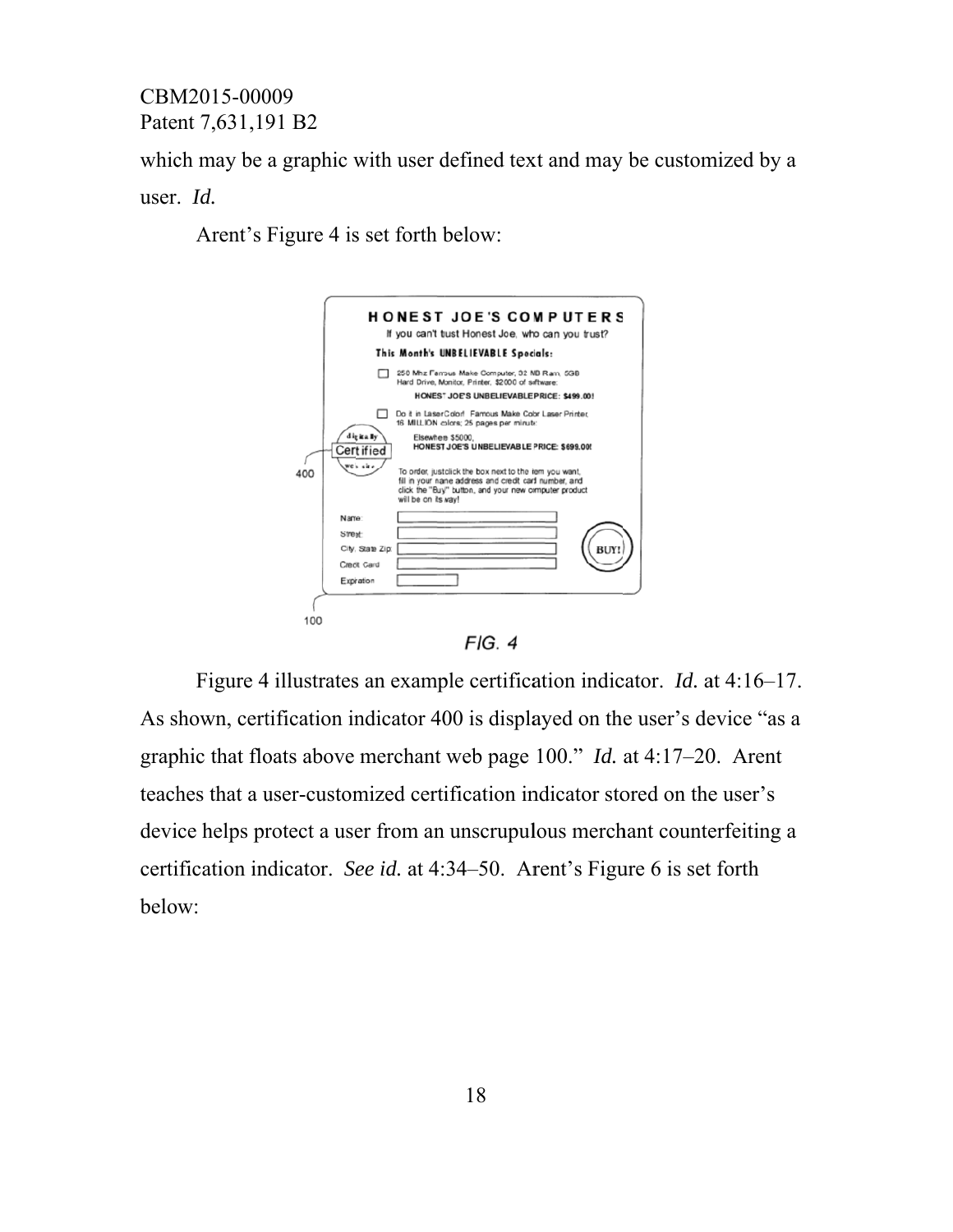which may be a graphic with user defined text and may be customized by a user. *Id.*

Arent's Figure 4 is set forth below:

FIG. 4

Figure 4 illustrates an example certification indicator. *Id.* at 4:16–17. As shown, certification indicator 400 is displayed on the user's device "as a graphic that floats above merchant web page 100." *Id.* at 4:17–20. Arent teaches that a user-customized certification indicator stored on the user's device helps protect a user from an unscrupulous merchant counterfeiting a certification indicator. *See id.* at 4:34–50. Arent's Figure 6 is set forth below: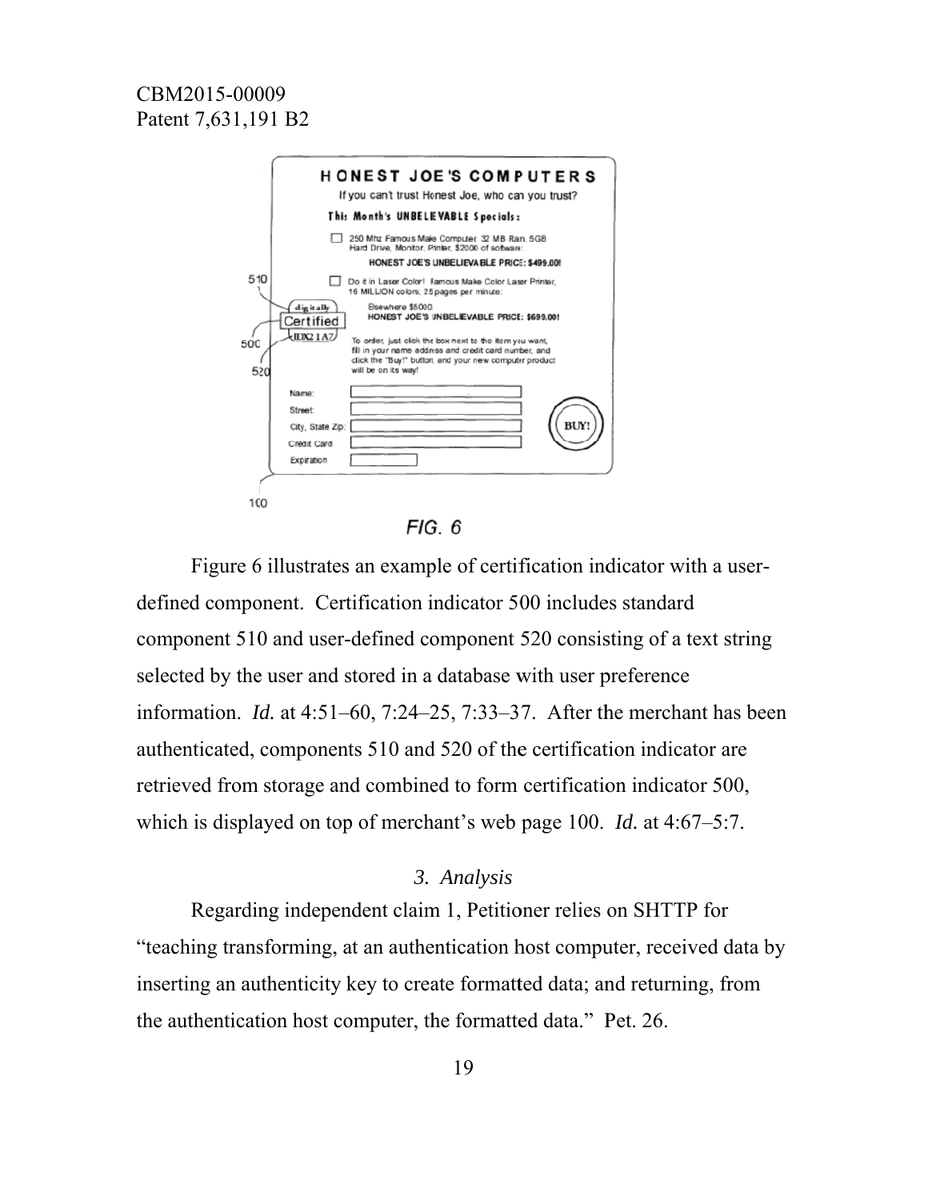FIG. 6

Figure 6 illustrates an example of certification indicator with a user-defined component. Certification indicator 500 includes standard component 510 and user-defined component 520 consisting of a text string selected by the user and stored in a database with user preference information. *Id.* at 4:51–60, 7:24–25, 7:33–37. After the merchant has been authenticated, components 510 and 520 of the certification indicator are retrieved from storage and combined to form certification indicator 500, which is displayed on top of merchant's web page 100. *Id.* at 4:67–5:7.

### *3. Analysis*

Regarding independent claim 1, Petitioner relies on SHTTP for "teaching transforming, at an authentication host computer, received data by inserting an authenticity key to create formatted data; and returning, from the authentication host computer, the formatted data." Pet. 26.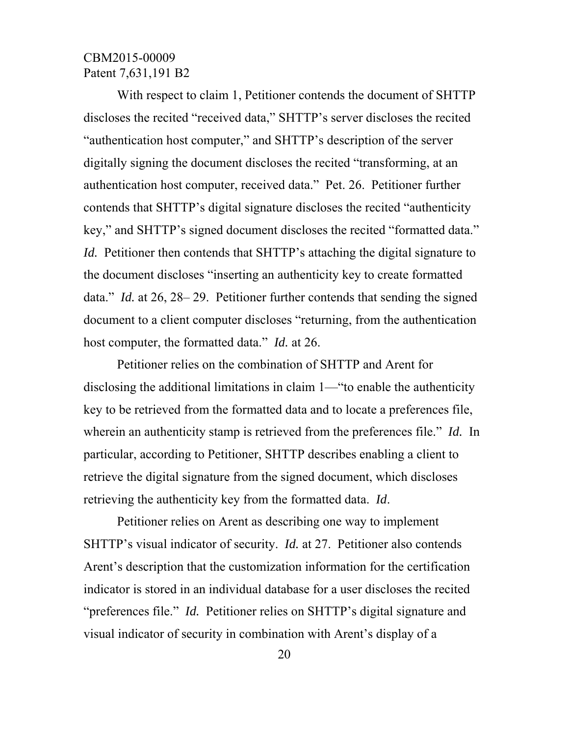With respect to claim 1, Petitioner contends the document of SHTTP discloses the recited "received data," SHTTP's server discloses the recited "authentication host computer," and SHTTP's description of the server digitally signing the document discloses the recited "transforming, at an authentication host computer, received data." Pet. 26. Petitioner further contends that SHTTP's digital signature discloses the recited "authenticity key," and SHTTP's signed document discloses the recited "formatted data." *Id.* Petitioner then contends that SHTTP's attaching the digital signature to the document discloses "inserting an authenticity key to create formatted data." *Id.* at 26, 28– 29. Petitioner further contends that sending the signed document to a client computer discloses "returning, from the authentication host computer, the formatted data." *Id.* at 26.

Petitioner relies on the combination of SHTTP and Arent for disclosing the additional limitations in claim 1—"to enable the authenticity key to be retrieved from the formatted data and to locate a preferences file, wherein an authenticity stamp is retrieved from the preferences file." *Id.* In particular, according to Petitioner, SHTTP describes enabling a client to retrieve the digital signature from the signed document, which discloses retrieving the authenticity key from the formatted data. *Id*.

Petitioner relies on Arent as describing one way to implement SHTTP's visual indicator of security. *Id.* at 27. Petitioner also contends Arent's description that the customization information for the certification indicator is stored in an individual database for a user discloses the recited "preferences file." *Id.* Petitioner relies on SHTTP's digital signature and visual indicator of security in combination with Arent's display of a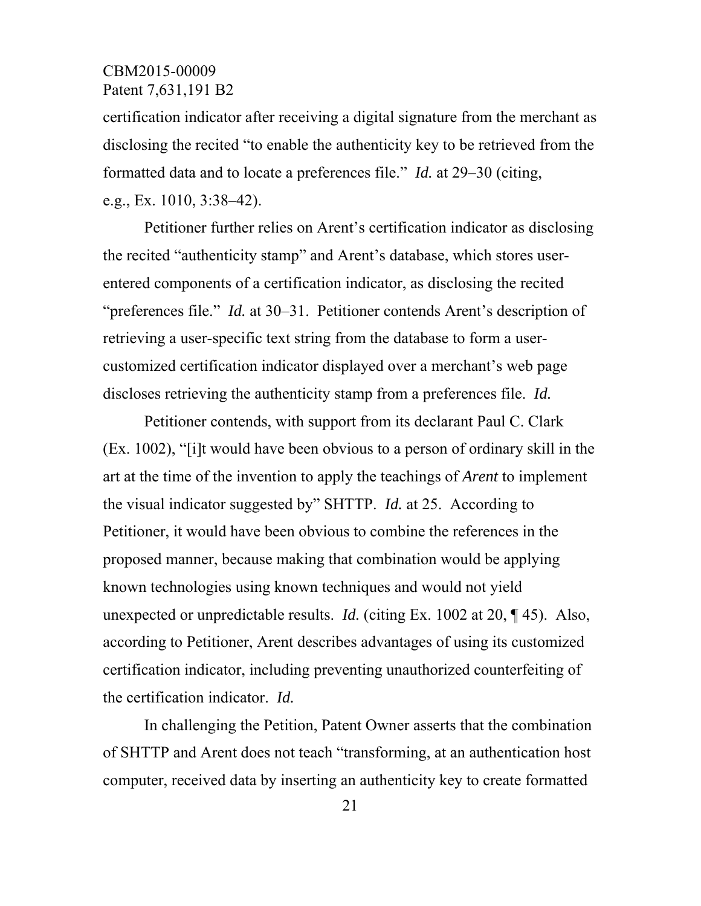certification indicator after receiving a digital signature from the merchant as disclosing the recited "to enable the authenticity key to be retrieved from the formatted data and to locate a preferences file." *Id.* at 29–30 (citing, e.g., Ex. 1010, 3:38–42).

Petitioner further relies on Arent's certification indicator as disclosing the recited "authenticity stamp" and Arent's database, which stores user-entered components of a certification indicator, as disclosing the recited "preferences file." *Id.* at 30–31. Petitioner contends Arent's description of retrieving a user-specific text string from the database to form a user-customized certification indicator displayed over a merchant's web page discloses retrieving the authenticity stamp from a preferences file. *Id.*

Petitioner contends, with support from its declarant Paul C. Clark (Ex. 1002), "[i]t would have been obvious to a person of ordinary skill in the art at the time of the invention to apply the teachings of *Arent* to implement the visual indicator suggested by" SHTTP. *Id.* at 25. According to Petitioner, it would have been obvious to combine the references in the proposed manner, because making that combination would be applying known technologies using known techniques and would not yield unexpected or unpredictable results. *Id.* (citing Ex. 1002 at 20, ¶ 45). Also, according to Petitioner, Arent describes advantages of using its customized certification indicator, including preventing unauthorized counterfeiting of the certification indicator. *Id.*

In challenging the Petition, Patent Owner asserts that the combination of SHTTP and Arent does not teach "transforming, at an authentication host computer, received data by inserting an authenticity key to create formatted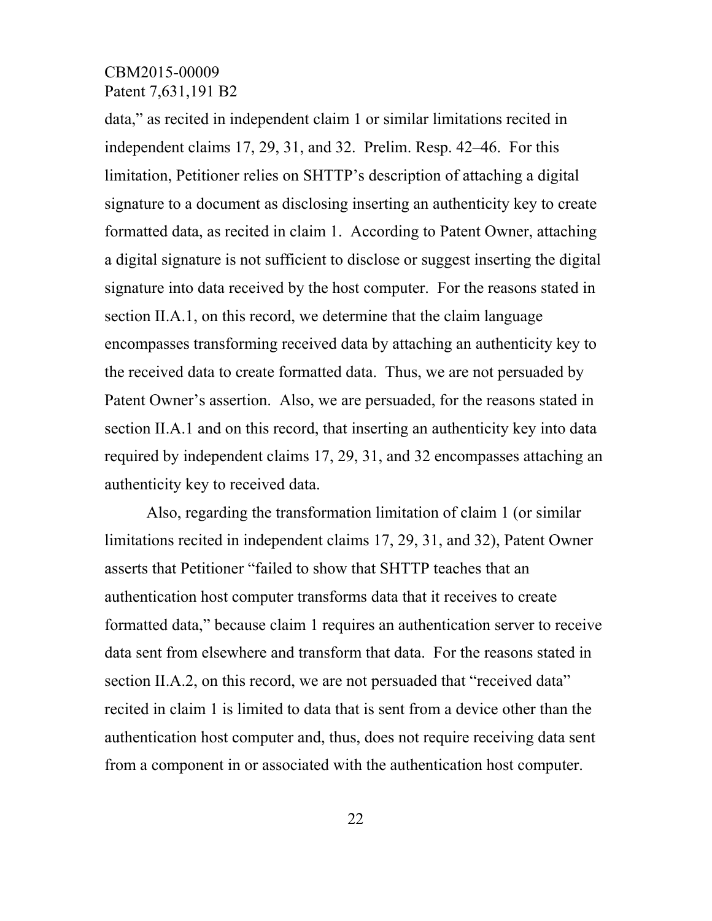data," as recited in independent claim 1 or similar limitations recited in independent claims 17, 29, 31, and 32. Prelim. Resp. 42–46. For this limitation, Petitioner relies on SHTTP's description of attaching a digital signature to a document as disclosing inserting an authenticity key to create formatted data, as recited in claim 1. According to Patent Owner, attaching a digital signature is not sufficient to disclose or suggest inserting the digital signature into data received by the host computer. For the reasons stated in section II.A.1, on this record, we determine that the claim language encompasses transforming received data by attaching an authenticity key to the received data to create formatted data. Thus, we are not persuaded by Patent Owner's assertion. Also, we are persuaded, for the reasons stated in section II.A.1 and on this record, that inserting an authenticity key into data required by independent claims 17, 29, 31, and 32 encompasses attaching an authenticity key to received data.

Also, regarding the transformation limitation of claim 1 (or similar limitations recited in independent claims 17, 29, 31, and 32), Patent Owner asserts that Petitioner "failed to show that SHTTP teaches that an authentication host computer transforms data that it receives to create formatted data," because claim 1 requires an authentication server to receive data sent from elsewhere and transform that data. For the reasons stated in section II.A.2, on this record, we are not persuaded that "received data" recited in claim 1 is limited to data that is sent from a device other than the authentication host computer and, thus, does not require receiving data sent from a component in or associated with the authentication host computer.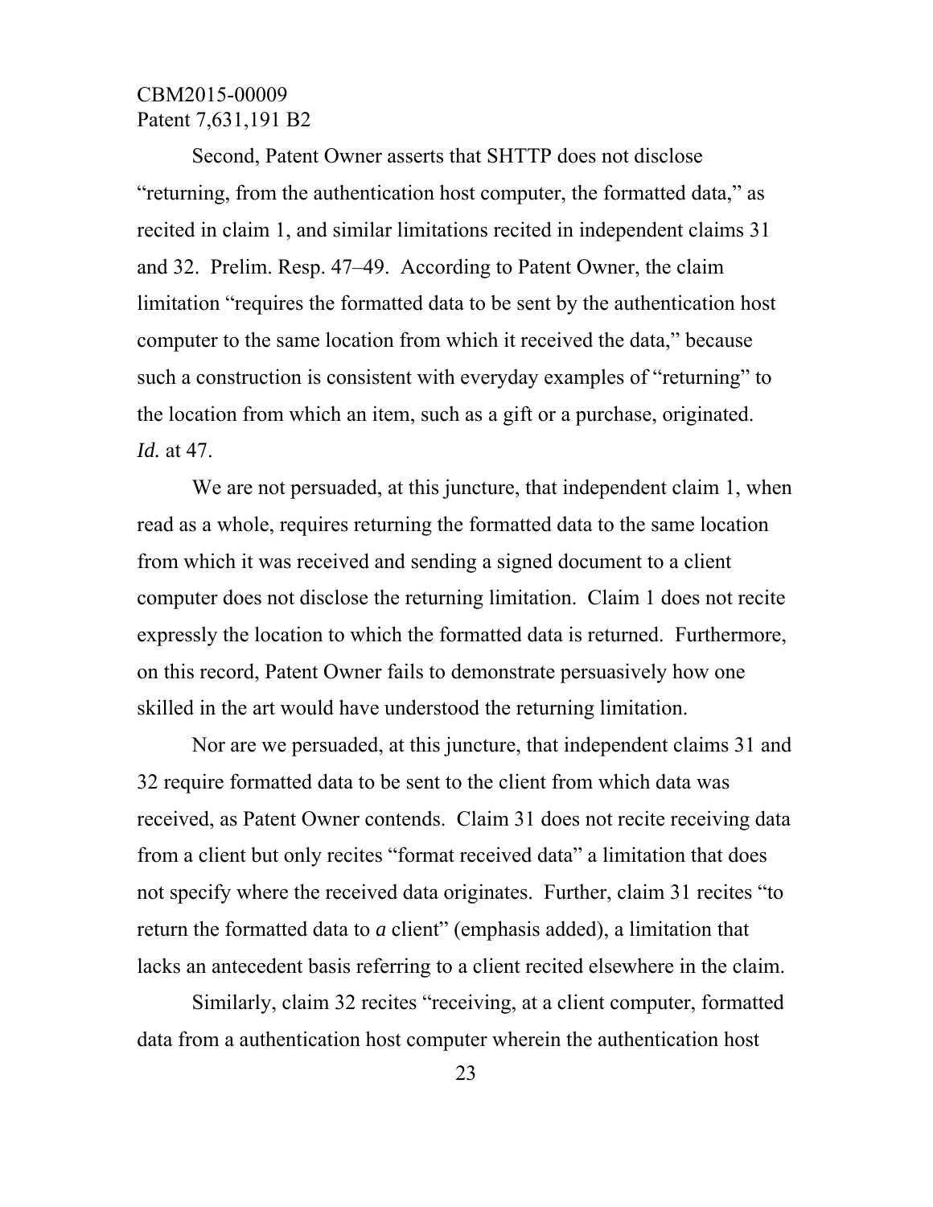Second, Patent Owner asserts that SHTTP does not disclose "returning, from the authentication host computer, the formatted data," as recited in claim 1, and similar limitations recited in independent claims 31 and 32. Prelim. Resp. 47–49. According to Patent Owner, the claim limitation "requires the formatted data to be sent by the authentication host computer to the same location from which it received the data," because such a construction is consistent with everyday examples of "returning" to the location from which an item, such as a gift or a purchase, originated. *Id.* at 47.

We are not persuaded, at this juncture, that independent claim 1, when read as a whole, requires returning the formatted data to the same location from which it was received and sending a signed document to a client computer does not disclose the returning limitation. Claim 1 does not recite expressly the location to which the formatted data is returned. Furthermore, on this record, Patent Owner fails to demonstrate persuasively how one skilled in the art would have understood the returning limitation.

Nor are we persuaded, at this juncture, that independent claims 31 and 32 require formatted data to be sent to the client from which data was received, as Patent Owner contends. Claim 31 does not recite receiving data from a client but only recites "format received data" a limitation that does not specify where the received data originates. Further, claim 31 recites "to return the formatted data to *a* client" (emphasis added), a limitation that lacks an antecedent basis referring to a client recited elsewhere in the claim.

Similarly, claim 32 recites "receiving, at a client computer, formatted data from a authentication host computer wherein the authentication host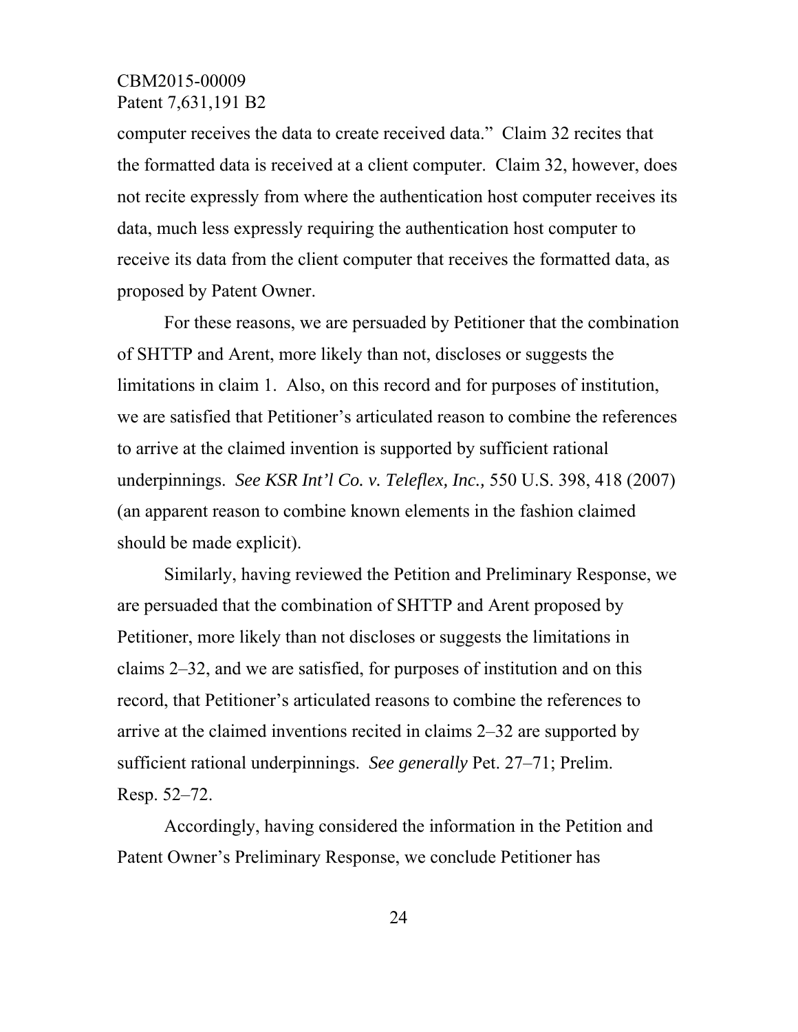computer receives the data to create received data." Claim 32 recites that the formatted data is received at a client computer. Claim 32, however, does not recite expressly from where the authentication host computer receives its data, much less expressly requiring the authentication host computer to receive its data from the client computer that receives the formatted data, as proposed by Patent Owner.

For these reasons, we are persuaded by Petitioner that the combination of SHTTP and Arent, more likely than not, discloses or suggests the limitations in claim 1. Also, on this record and for purposes of institution, we are satisfied that Petitioner's articulated reason to combine the references to arrive at the claimed invention is supported by sufficient rational underpinnings. *See KSR Int'l Co. v. Teleflex, Inc.,* 550 U.S. 398, 418 (2007) (an apparent reason to combine known elements in the fashion claimed should be made explicit).

Similarly, having reviewed the Petition and Preliminary Response, we are persuaded that the combination of SHTTP and Arent proposed by Petitioner, more likely than not discloses or suggests the limitations in claims 2–32, and we are satisfied, for purposes of institution and on this record, that Petitioner's articulated reasons to combine the references to arrive at the claimed inventions recited in claims 2–32 are supported by sufficient rational underpinnings. *See generally* Pet. 27–71; Prelim. Resp. 52–72.

Accordingly, having considered the information in the Petition and Patent Owner's Preliminary Response, we conclude Petitioner has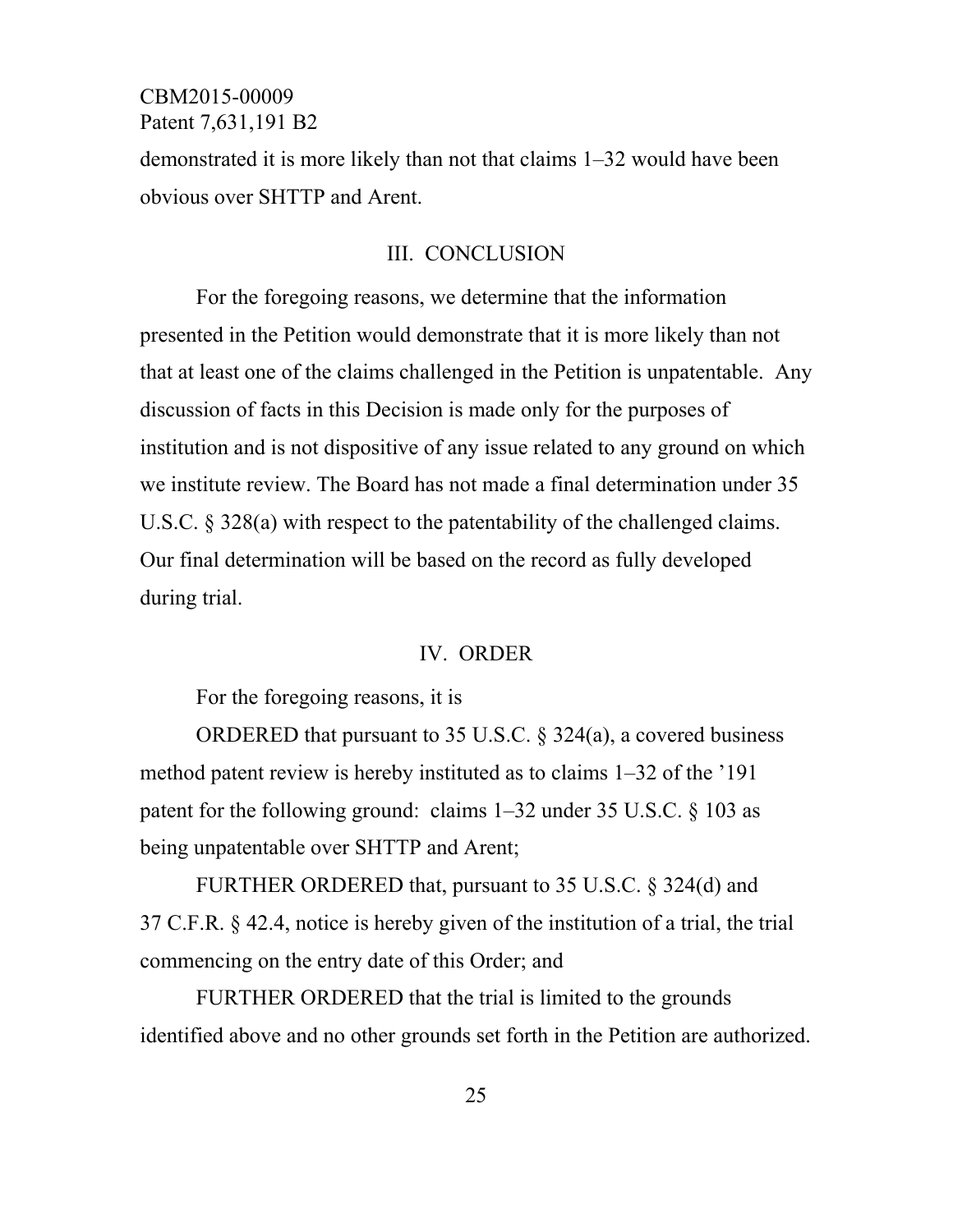demonstrated it is more likely than not that claims 1–32 would have been obvious over SHTTP and Arent.

## III. CONCLUSION

For the foregoing reasons, we determine that the information presented in the Petition would demonstrate that it is more likely than not that at least one of the claims challenged in the Petition is unpatentable. Any discussion of facts in this Decision is made only for the purposes of institution and is not dispositive of any issue related to any ground on which we institute review. The Board has not made a final determination under 35 U.S.C. § 328(a) with respect to the patentability of the challenged claims. Our final determination will be based on the record as fully developed during trial.

## IV. ORDER

For the foregoing reasons, it is

ORDERED that pursuant to 35 U.S.C. § 324(a), a covered business method patent review is hereby instituted as to claims 1–32 of the '191 patent for the following ground: claims 1–32 under 35 U.S.C. § 103 as being unpatentable over SHTTP and Arent;

FURTHER ORDERED that, pursuant to 35 U.S.C. § 324(d) and 37 C.F.R. § 42.4, notice is hereby given of the institution of a trial, the trial commencing on the entry date of this Order; and

FURTHER ORDERED that the trial is limited to the grounds identified above and no other grounds set forth in the Petition are authorized.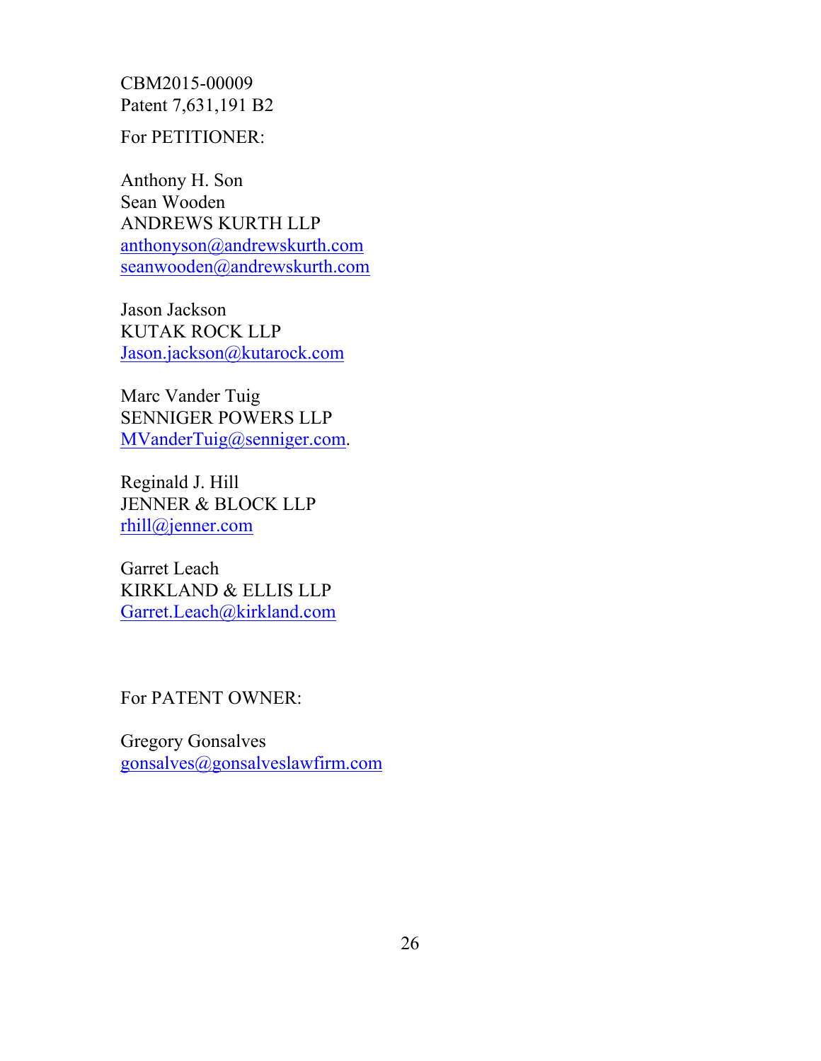CBM2015-00009
Patent 7,631,191 B2

For PETITIONER:

Anthony H. Son
Sean Wooden
ANDREWS KURTH LLP
anthonyson@andrewskurth.com
seanwooden@andrewskurth.com

Jason Jackson
KUTAK ROCK LLP
Jason.jackson@kutarock.com

Marc Vander Tuig
SENNIGER POWERS LLP
MVanderTuig@senniger.com.

Reginald J. Hill
JENNER & BLOCK LLP
rhill@jenner.com

Garret Leach
KIRKLAND & ELLIS LLP
Garret.Leach@kirkland.com

For PATENT OWNER:

Gregory Gonsalves
gonsalves@gonsalveslawfirm.com